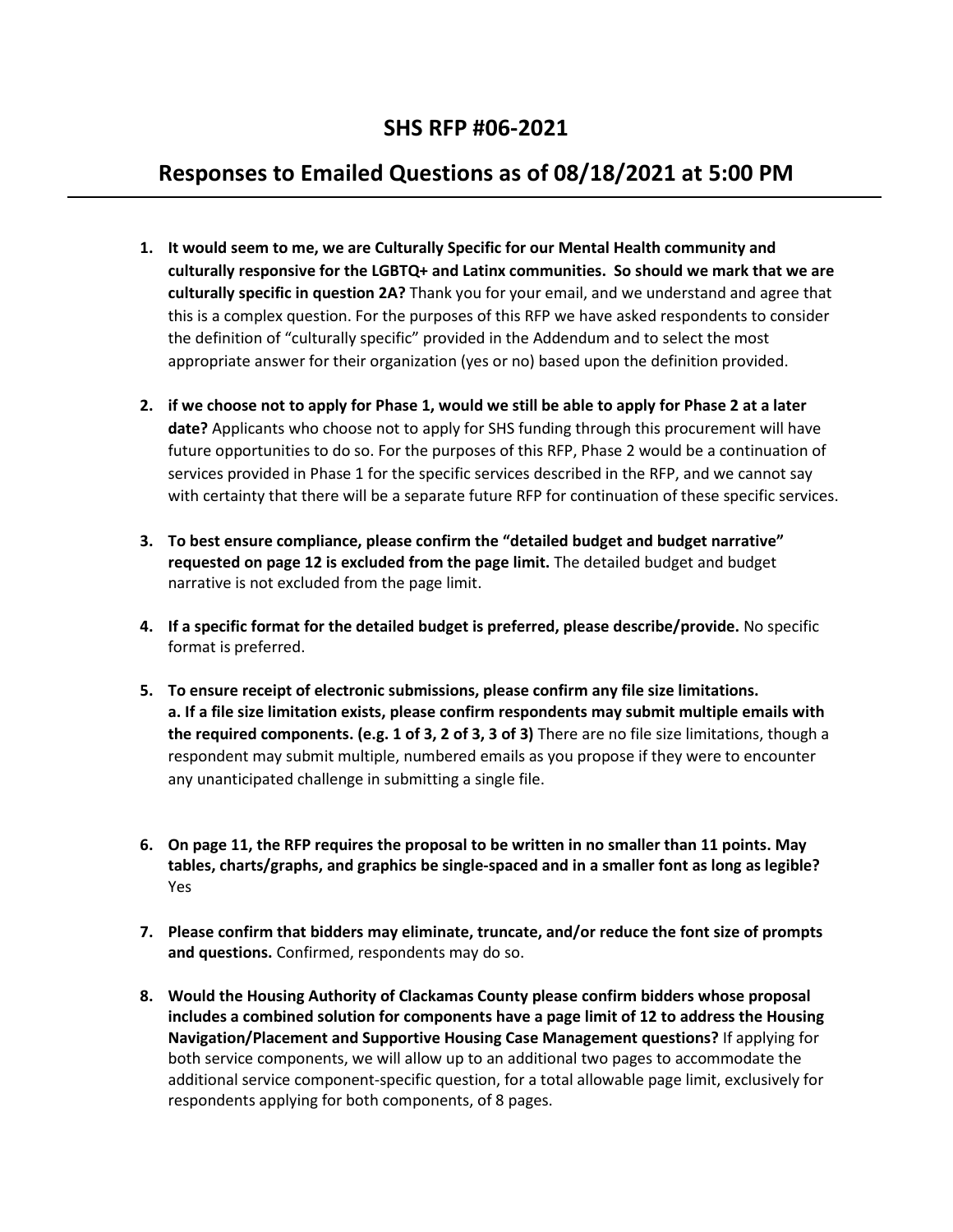# SHS RFP #06-2021

## Responses to Emailed Questions as of 08/18/2021 at 5:00 PM

1. **It would seem to me, we are Culturally Specific for our Mental Health community and culturally responsive for the LGBTQ+ and Latinx communities. So should we mark that we are culturally specific in question 2A?** Thank you for your email, and we understand and agree that this is a complex question. For the purposes of this RFP we have asked respondents to consider the definition of "culturally specific" provided in the Addendum and to select the most appropriate answer for their organization (yes or no) based upon the definition provided.

2. **if we choose not to apply for Phase 1, would we still be able to apply for Phase 2 at a later date?** Applicants who choose not to apply for SHS funding through this procurement will have future opportunities to do so. For the purposes of this RFP, Phase 2 would be a continuation of services provided in Phase 1 for the specific services described in the RFP, and we cannot say with certainty that there will be a separate future RFP for continuation of these specific services.

3. **To best ensure compliance, please confirm the "detailed budget and budget narrative" requested on page 12 is excluded from the page limit.** The detailed budget and budget narrative is not excluded from the page limit.

4. **If a specific format for the detailed budget is preferred, please describe/provide.** No specific format is preferred.

5. **To ensure receipt of electronic submissions, please confirm any file size limitations. a. If a file size limitation exists, please confirm respondents may submit multiple emails with the required components. (e.g. 1 of 3, 2 of 3, 3 of 3)** There are no file size limitations, though a respondent may submit multiple, numbered emails as you propose if they were to encounter any unanticipated challenge in submitting a single file.

6. **On page 11, the RFP requires the proposal to be written in no smaller than 11 points. May tables, charts/graphs, and graphics be single-spaced and in a smaller font as long as legible?** Yes

7. **Please confirm that bidders may eliminate, truncate, and/or reduce the font size of prompts and questions.** Confirmed, respondents may do so.

8. **Would the Housing Authority of Clackamas County please confirm bidders whose proposal includes a combined solution for components have a page limit of 12 to address the Housing Navigation/Placement and Supportive Housing Case Management questions?** If applying for both service components, we will allow up to an additional two pages to accommodate the additional service component-specific question, for a total allowable page limit, exclusively for respondents applying for both components, of 8 pages.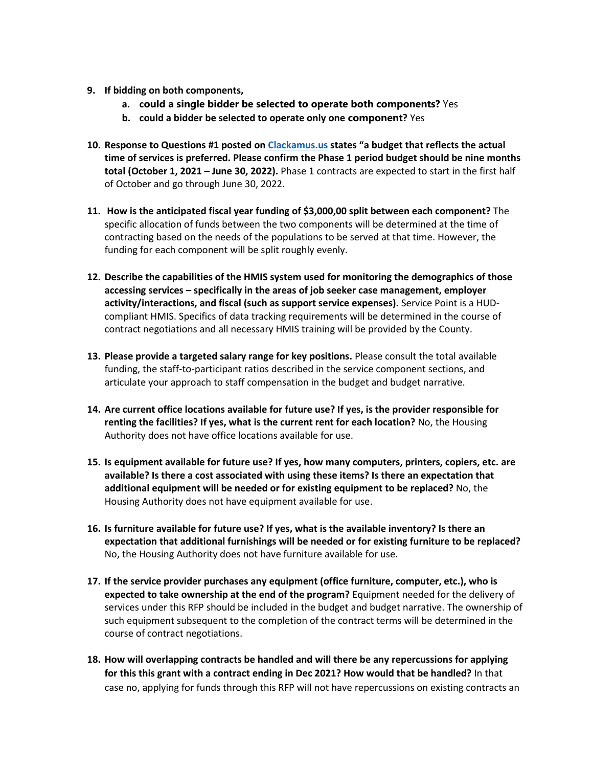9. **If bidding on both components,**
    a. **could a single bidder be selected to operate both components?** Yes
    b. **could a bidder be selected to operate only one component?** Yes

10. **Response to Questions #1 posted on [Clackamus.us](Clackamus.us) states "a budget that reflects the actual time of services is preferred. Please confirm the Phase 1 period budget should be nine months total (October 1, 2021 – June 30, 2022).** Phase 1 contracts are expected to start in the first half of October and go through June 30, 2022.

11. **How is the anticipated fiscal year funding of $3,000,00 split between each component?** The specific allocation of funds between the two components will be determined at the time of contracting based on the needs of the populations to be served at that time. However, the funding for each component will be split roughly evenly.

12. **Describe the capabilities of the HMIS system used for monitoring the demographics of those accessing services – specifically in the areas of job seeker case management, employer activity/interactions, and fiscal (such as support service expenses).** Service Point is a HUD-compliant HMIS. Specifics of data tracking requirements will be determined in the course of contract negotiations and all necessary HMIS training will be provided by the County.

13. **Please provide a targeted salary range for key positions.** Please consult the total available funding, the staff-to-participant ratios described in the service component sections, and articulate your approach to staff compensation in the budget and budget narrative.

14. **Are current office locations available for future use? If yes, is the provider responsible for renting the facilities? If yes, what is the current rent for each location?** No, the Housing Authority does not have office locations available for use.

15. **Is equipment available for future use? If yes, how many computers, printers, copiers, etc. are available? Is there a cost associated with using these items? Is there an expectation that additional equipment will be needed or for existing equipment to be replaced?** No, the Housing Authority does not have equipment available for use.

16. **Is furniture available for future use? If yes, what is the available inventory? Is there an expectation that additional furnishings will be needed or for existing furniture to be replaced?** No, the Housing Authority does not have furniture available for use.

17. **If the service provider purchases any equipment (office furniture, computer, etc.), who is expected to take ownership at the end of the program?** Equipment needed for the delivery of services under this RFP should be included in the budget and budget narrative. The ownership of such equipment subsequent to the completion of the contract terms will be determined in the course of contract negotiations.

18. **How will overlapping contracts be handled and will there be any repercussions for applying for this this grant with a contract ending in Dec 2021? How would that be handled?** In that case no, applying for funds through this RFP will not have repercussions on existing contracts an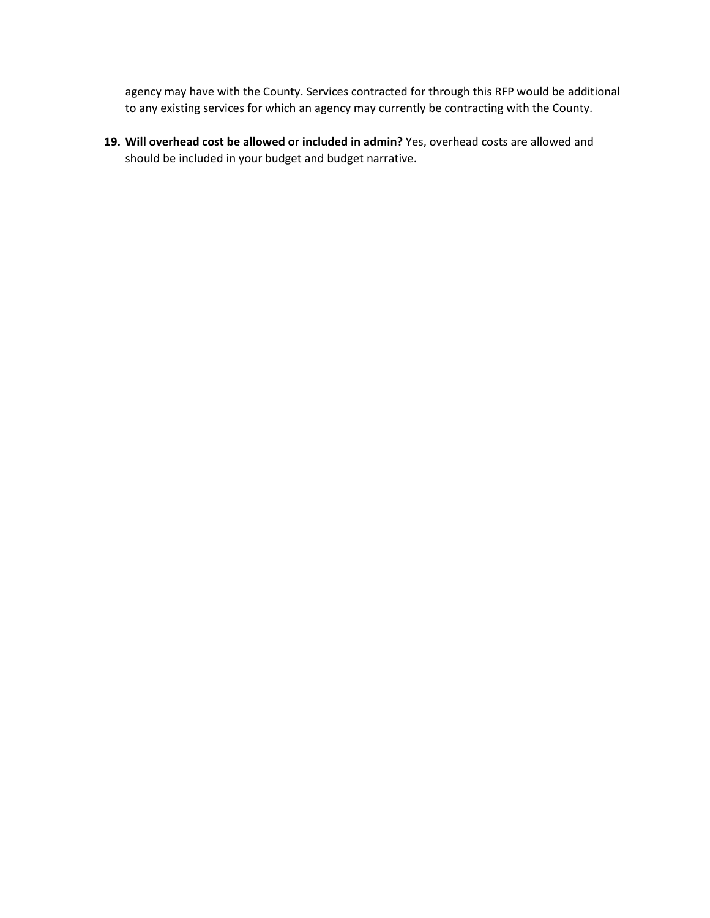agency may have with the County. Services contracted for through this RFP would be additional to any existing services for which an agency may currently be contracting with the County.

19. **Will overhead cost be allowed or included in admin?** Yes, overhead costs are allowed and should be included in your budget and budget narrative.